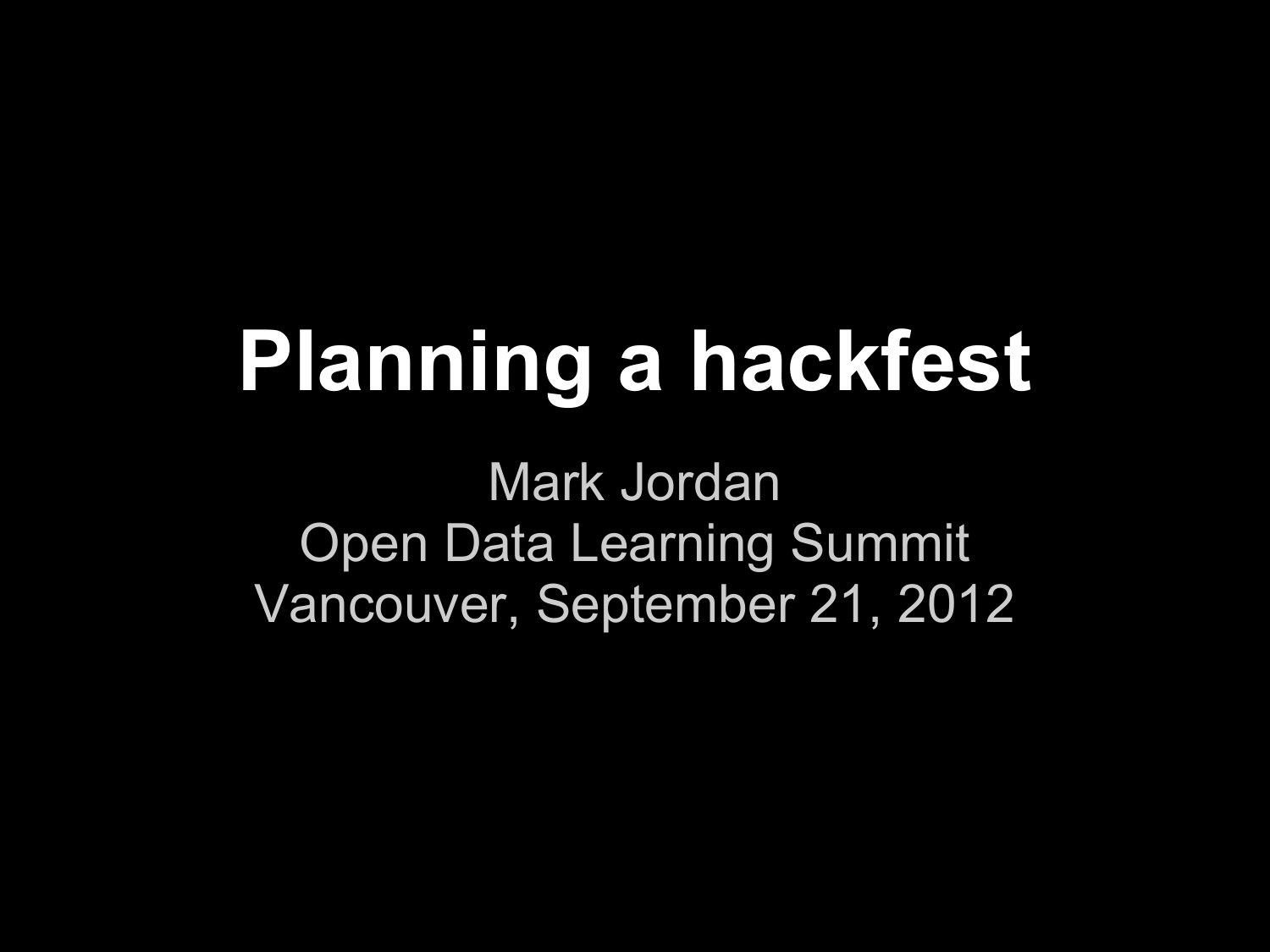# Planning a hackfest

Mark Jordan
Open Data Learning Summit
Vancouver, September 21, 2012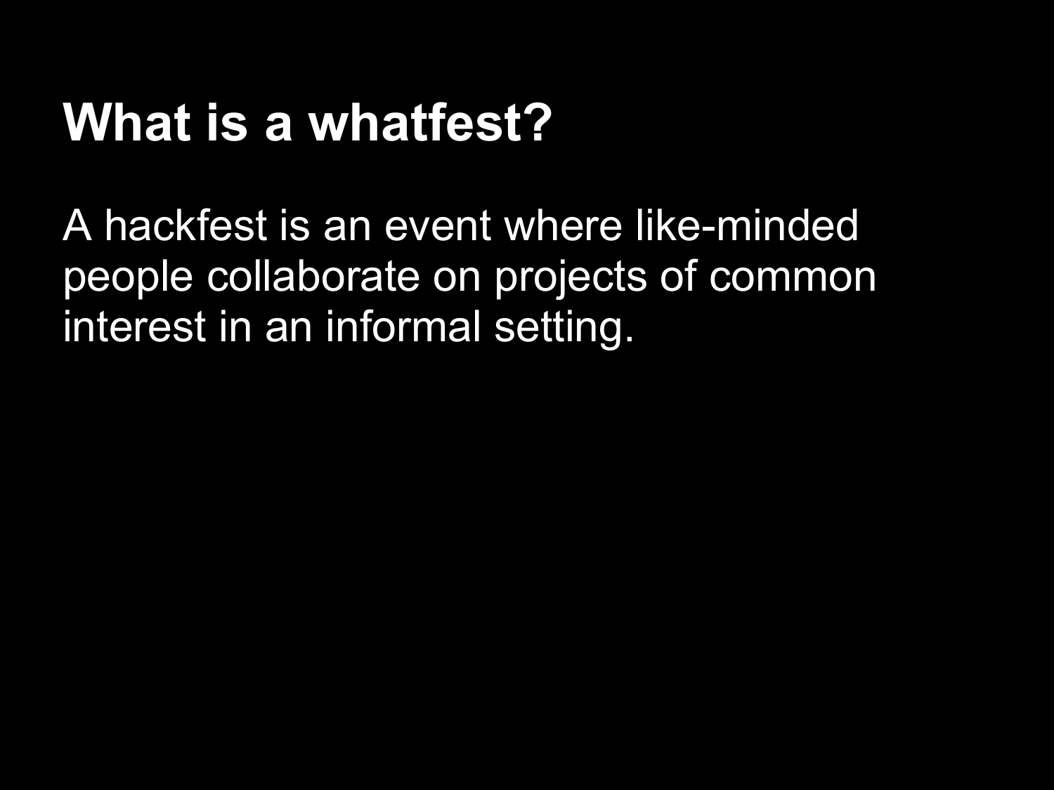# What is a whatfest?

A hackfest is an event where like-minded people collaborate on projects of common interest in an informal setting.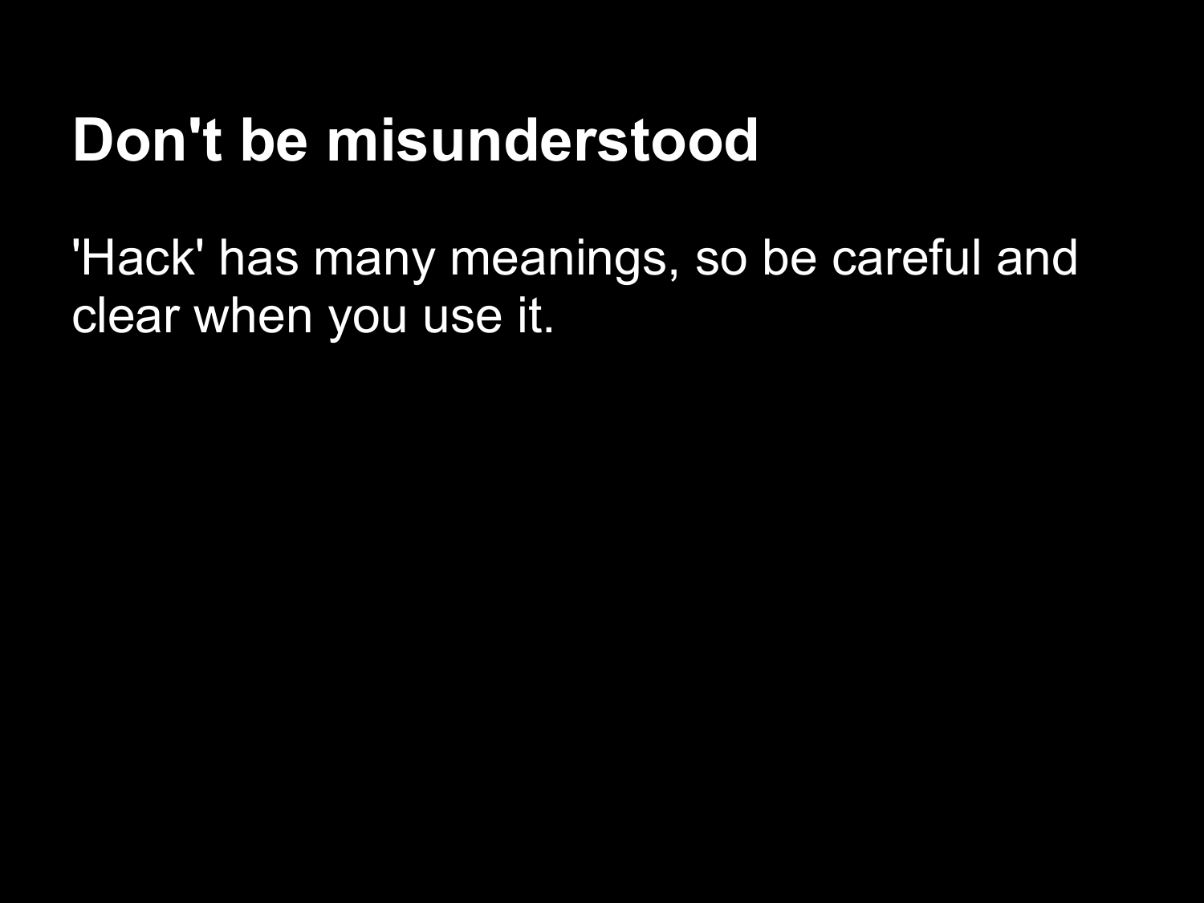# Don't be misunderstood

'Hack' has many meanings, so be careful and clear when you use it.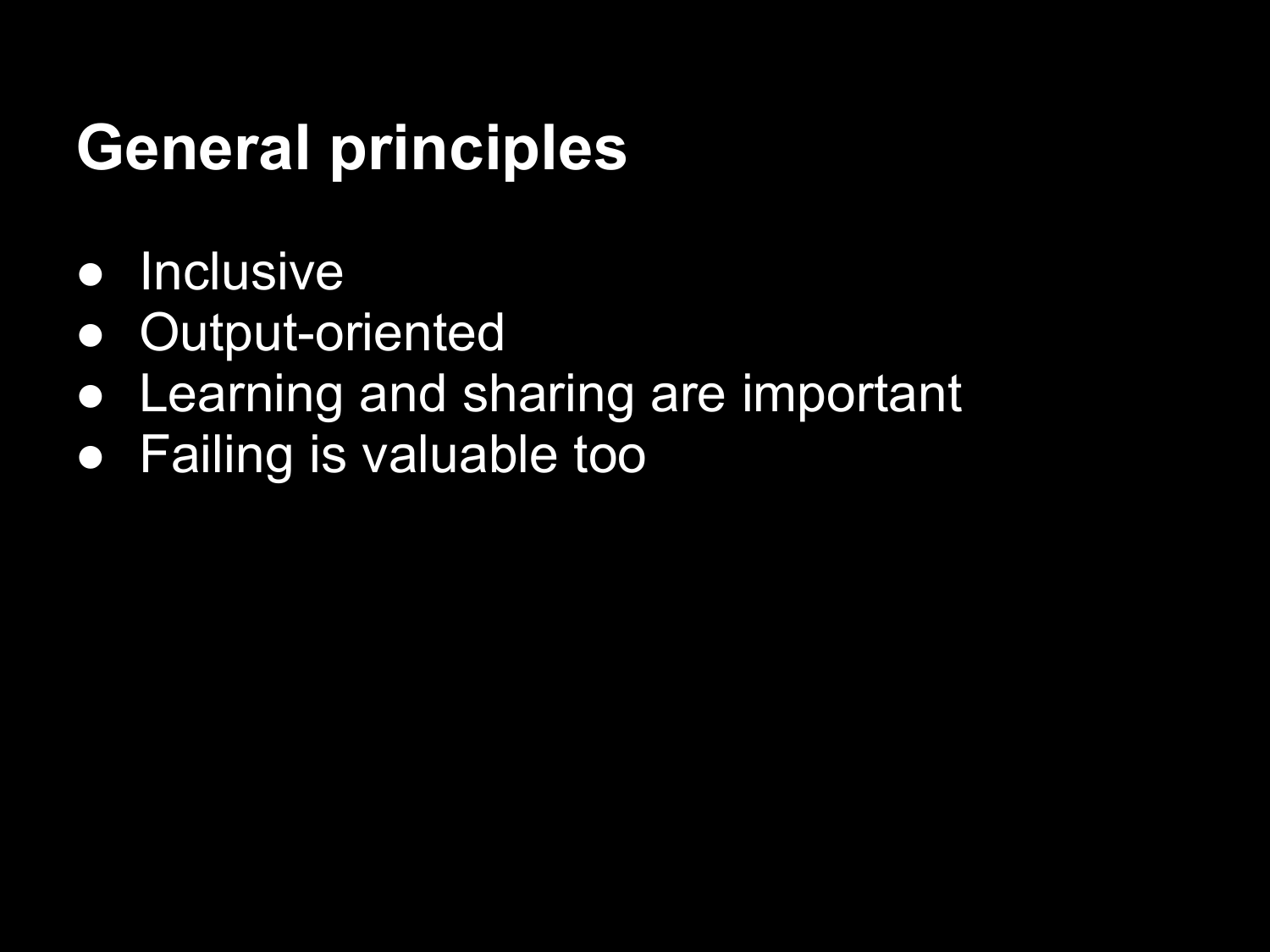# General principles

- Inclusive
- Output-oriented
- Learning and sharing are important
- Failing is valuable too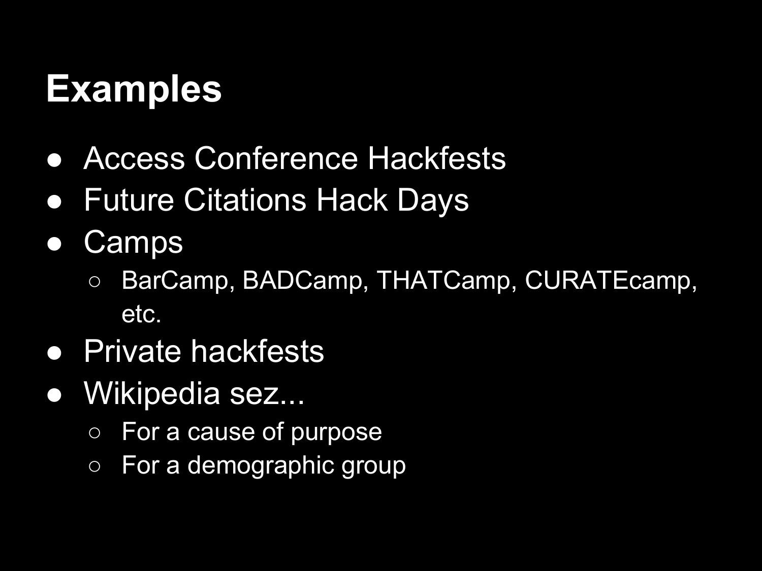# Examples

- Access Conference Hackfests
- Future Citations Hack Days
- Camps
  - BarCamp, BADCamp, THATCamp, CURATEcamp, etc.
- Private hackfests
- Wikipedia sez...
  - For a cause of purpose
  - For a demographic group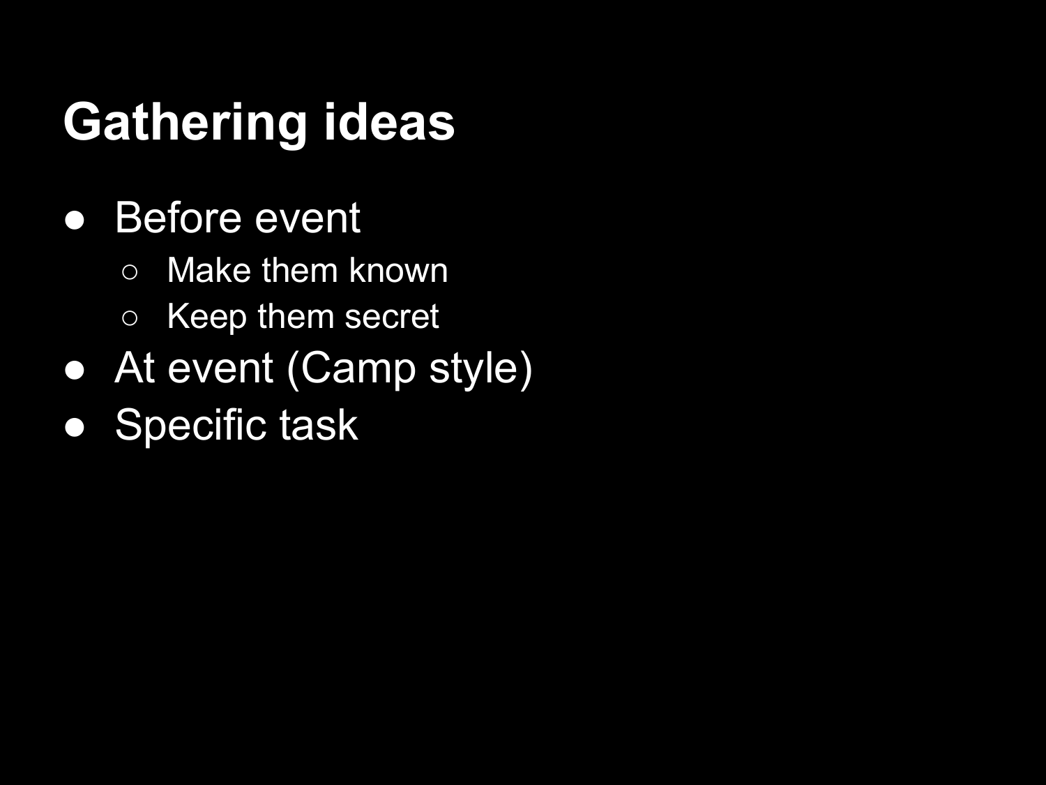# Gathering ideas

- Before event
  - Make them known
  - Keep them secret
- At event (Camp style)
- Specific task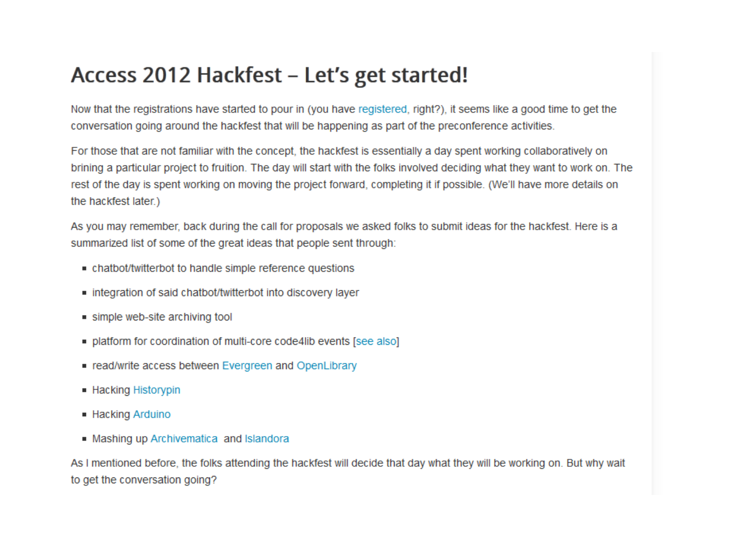# Access 2012 Hackfest – Let's get started!

Now that the registrations have started to pour in (you have registered, right?), it seems like a good time to get the conversation going around the hackfest that will be happening as part of the preconference activities.

For those that are not familiar with the concept, the hackfest is essentially a day spent working collaboratively on brining a particular project to fruition. The day will start with the folks involved deciding what they want to work on. The rest of the day is spent working on moving the project forward, completing it if possible. (We'll have more details on the hackfest later.)

As you may remember, back during the call for proposals we asked folks to submit ideas for the hackfest. Here is a summarized list of some of the great ideas that people sent through:

- chatbot/twitterbot to handle simple reference questions
- integration of said chatbot/twitterbot into discovery layer
- simple web-site archiving tool
- platform for coordination of multi-core code4lib events [see also]
- read/write access between Evergreen and OpenLibrary
- Hacking Historypin
- Hacking Arduino
- Mashing up Archivematica and Islandora

As I mentioned before, the folks attending the hackfest will decide that day what they will be working on. But why wait to get the conversation going?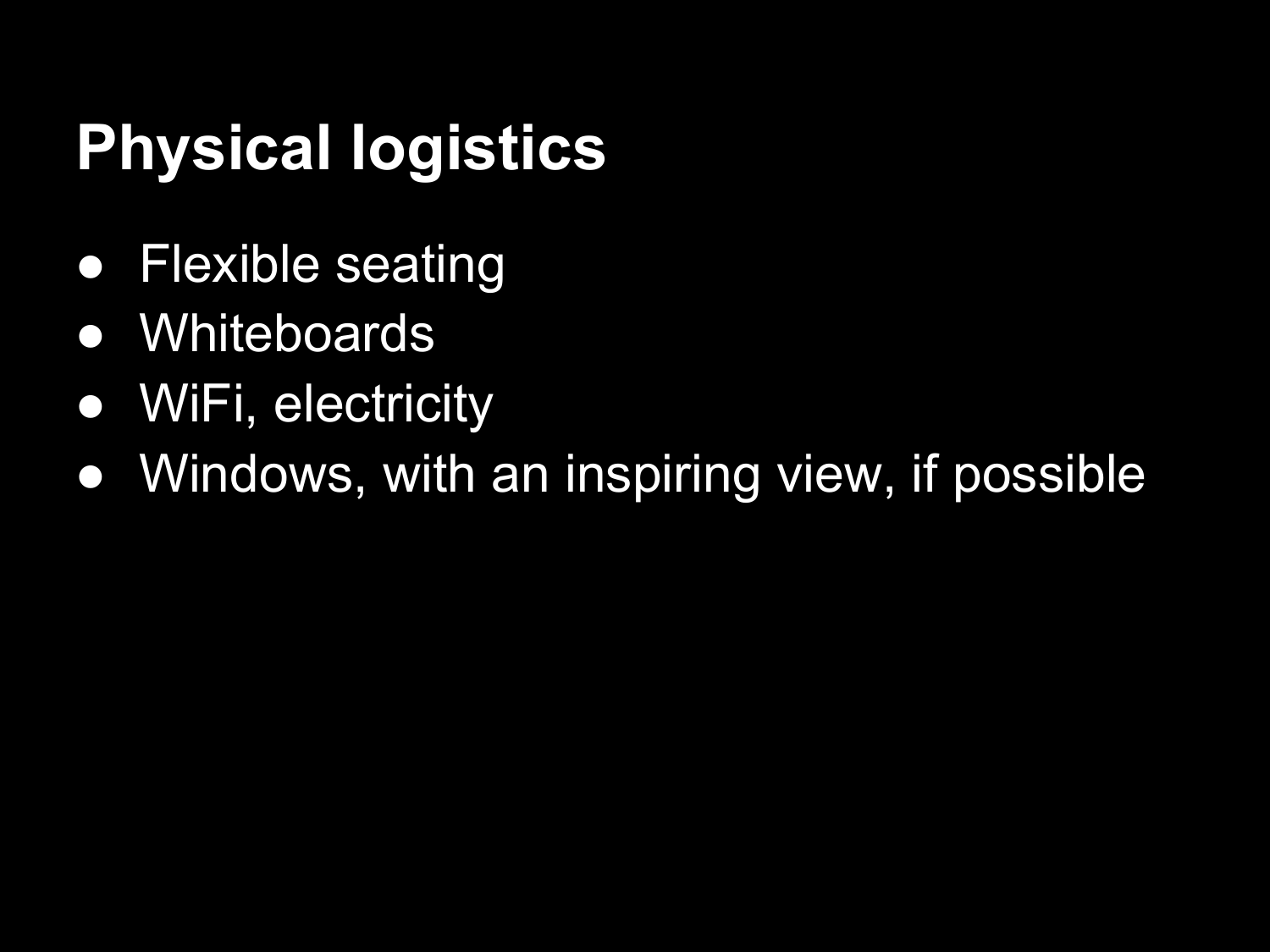# Physical logistics

- Flexible seating
- Whiteboards
- WiFi, electricity
- Windows, with an inspiring view, if possible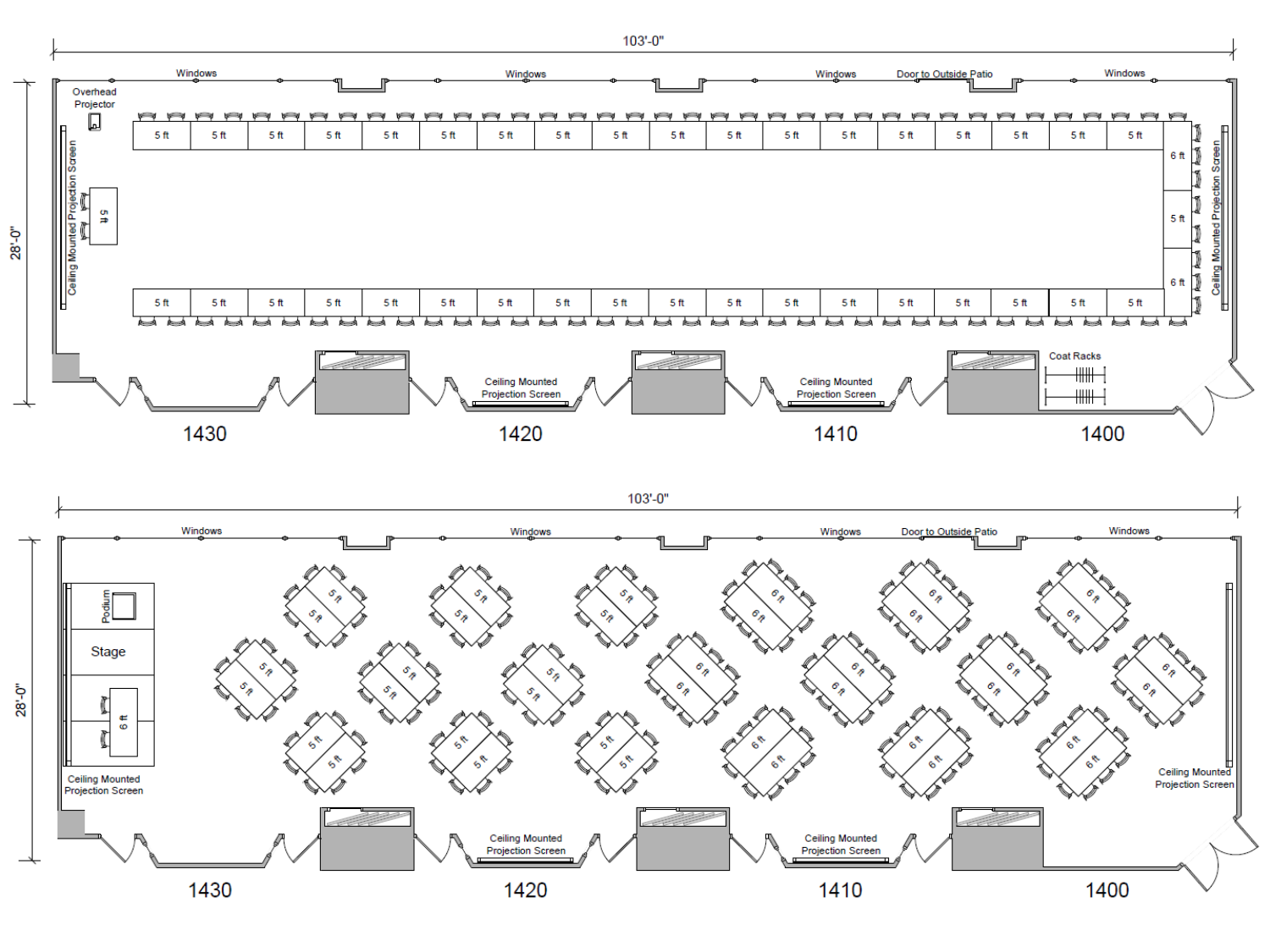103'-0"

28'-0"

Windows | Windows | Windows | Door to Outside Patio | Windows

Overhead Projector

Ceiling Mounted Projection Screen

Coat Racks

Ceiling Mounted Projection Screen | Ceiling Mounted Projection Screen

1430 | 1420 | 1410 | 1400

103'-0"

28'-0"

Windows | Windows | Windows | Door to Outside Patio | Windows

Podium

Stage

Ceiling Mounted Projection Screen

Ceiling Mounted Projection Screen | Ceiling Mounted Projection Screen

Ceiling Mounted Projection Screen

1430 | 1420 | 1410 | 1400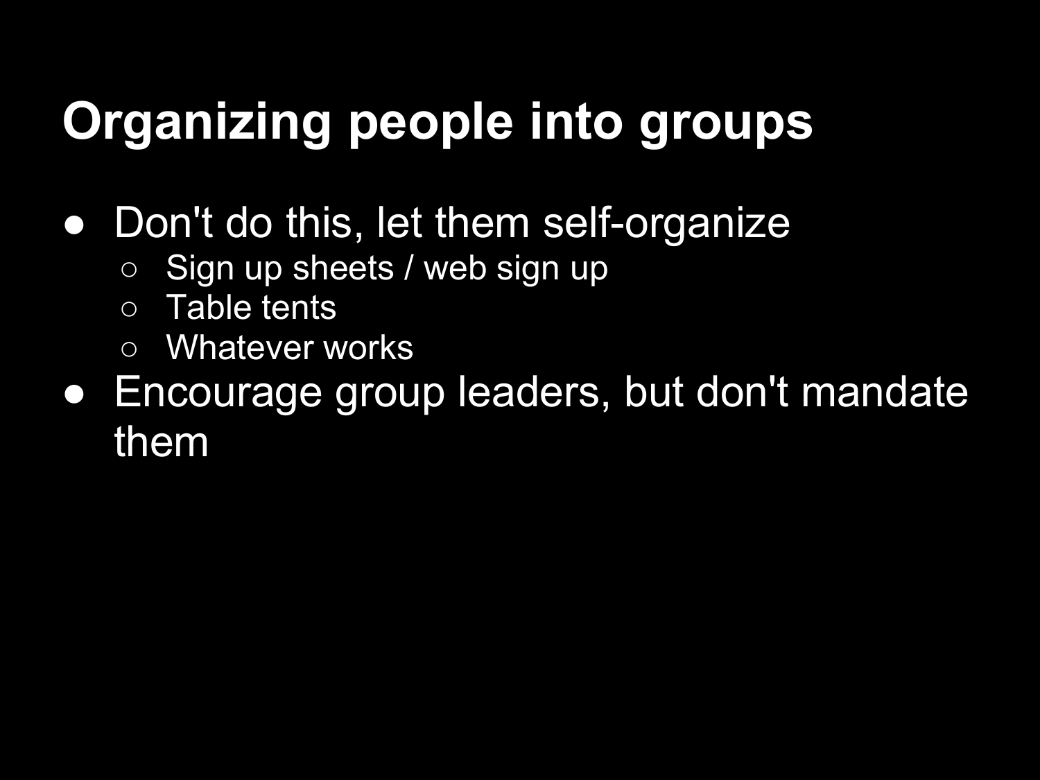# Organizing people into groups

- Don't do this, let them self-organize
  - Sign up sheets / web sign up
  - Table tents
  - Whatever works
- Encourage group leaders, but don't mandate them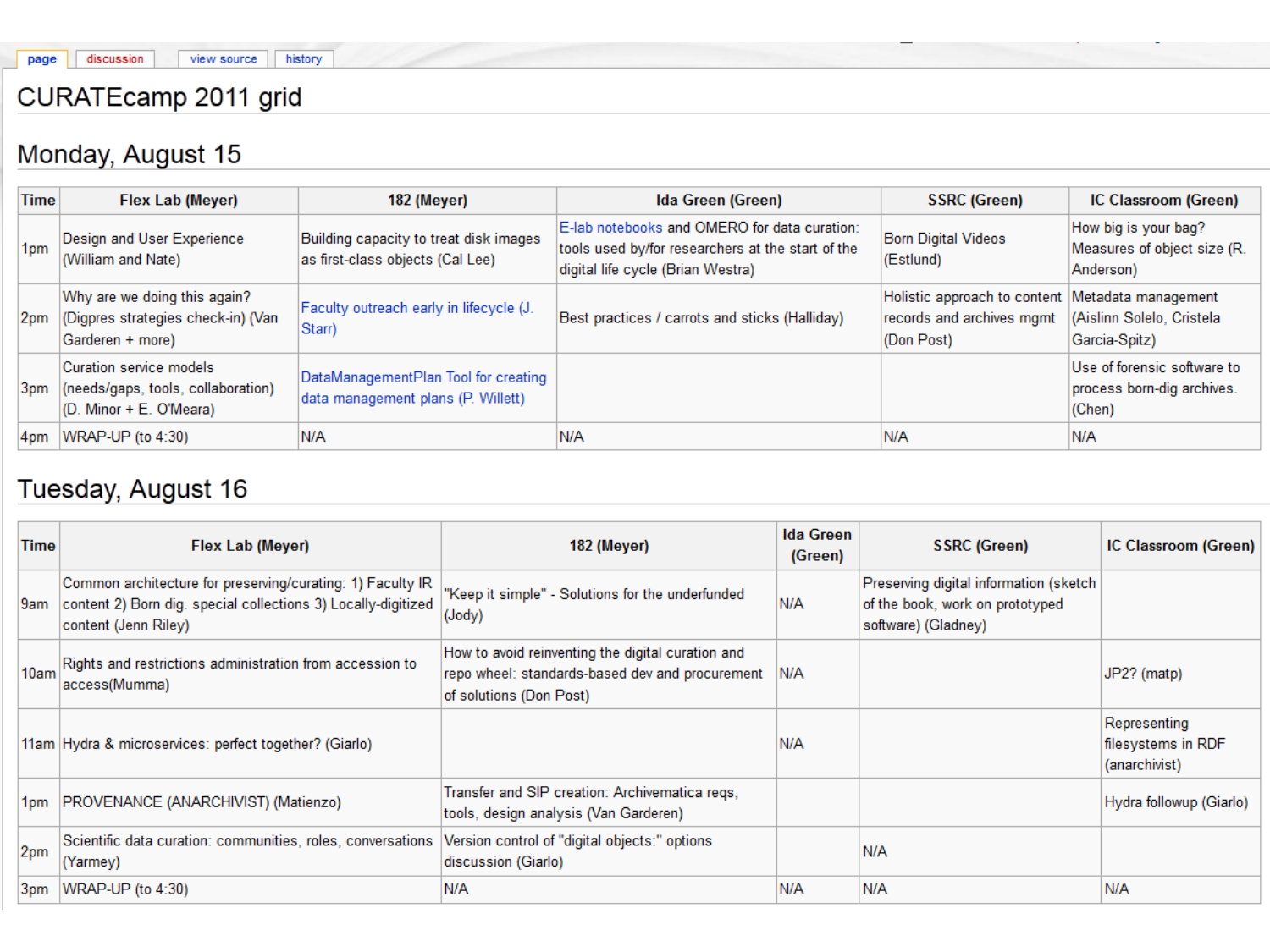page | discussion | view source | history

# CURATEcamp 2011 grid

## Monday, August 15

| Time | Flex Lab (Meyer) | 182 (Meyer) | Ida Green (Green) | SSRC (Green) | IC Classroom (Green) |
|---|---|---|---|---|---|
| 1pm | Design and User Experience (William and Nate) | Building capacity to treat disk images as first-class objects (Cal Lee) | E-lab notebooks and OMERO for data curation: tools used by/for researchers at the start of the digital life cycle (Brian Westra) | Born Digital Videos (Estlund) | How big is your bag? Measures of object size (R. Anderson) |
| 2pm | Why are we doing this again? (Digpres strategies check-in) (Van Garderen + more) | Faculty outreach early in lifecycle (J. Starr) | Best practices / carrots and sticks (Halliday) | Holistic approach to content records and archives mgmt (Don Post) | Metadata management (Aislinn Solelo, Cristela Garcia-Spitz) |
| 3pm | Curation service models (needs/gaps, tools, collaboration) (D. Minor + E. O'Meara) | DataManagementPlan Tool for creating data management plans (P. Willett) | | | Use of forensic software to process born-dig archives. (Chen) |
| 4pm | WRAP-UP (to 4:30) | N/A | N/A | N/A | N/A |

## Tuesday, August 16

| Time | Flex Lab (Meyer) | 182 (Meyer) | Ida Green (Green) | SSRC (Green) | IC Classroom (Green) |
|---|---|---|---|---|---|
| 9am | Common architecture for preserving/curating: 1) Faculty IR content 2) Born dig. special collections 3) Locally-digitized content (Jenn Riley) | "Keep it simple" - Solutions for the underfunded (Jody) | N/A | Preserving digital information (sketch of the book, work on prototyped software) (Gladney) | |
| 10am | Rights and restrictions administration from accession to access(Mumma) | How to avoid reinventing the digital curation and repo wheel: standards-based dev and procurement of solutions (Don Post) | N/A | | JP2? (matp) |
| 11am | Hydra & microservices: perfect together? (Giarlo) | | N/A | | Representing filesystems in RDF (anarchivist) |
| 1pm | PROVENANCE (ANARCHIVIST) (Matienzo) | Transfer and SIP creation: Archivematica reqs, tools, design analysis (Van Garderen) | | | Hydra followup (Giarlo) |
| 2pm | Scientific data curation: communities, roles, conversations (Yarmey) | Version control of "digital objects:" options discussion (Giarlo) | | N/A | |
| 3pm | WRAP-UP (to 4:30) | N/A | N/A | N/A | N/A |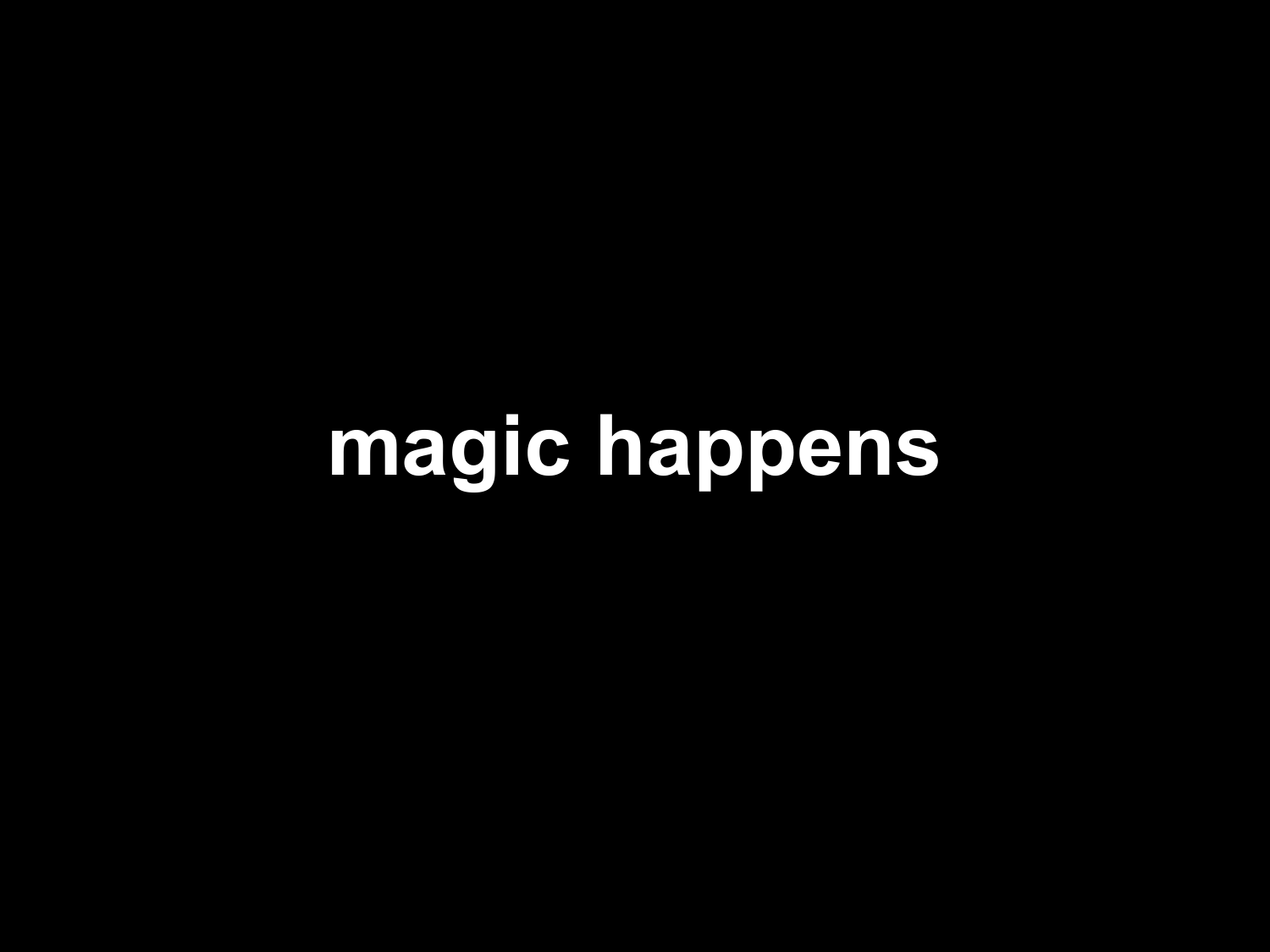magic happens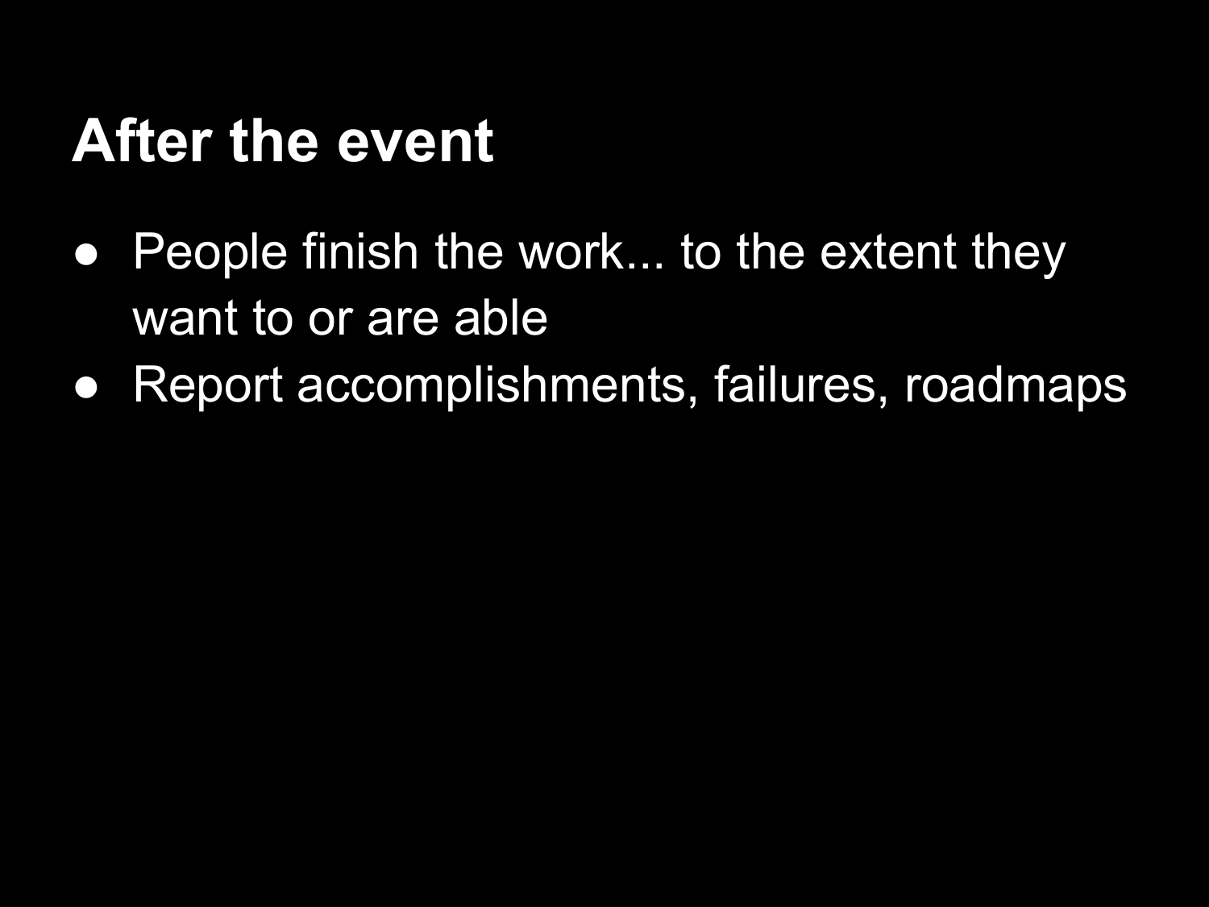# After the event

- People finish the work... to the extent they want to or are able
- Report accomplishments, failures, roadmaps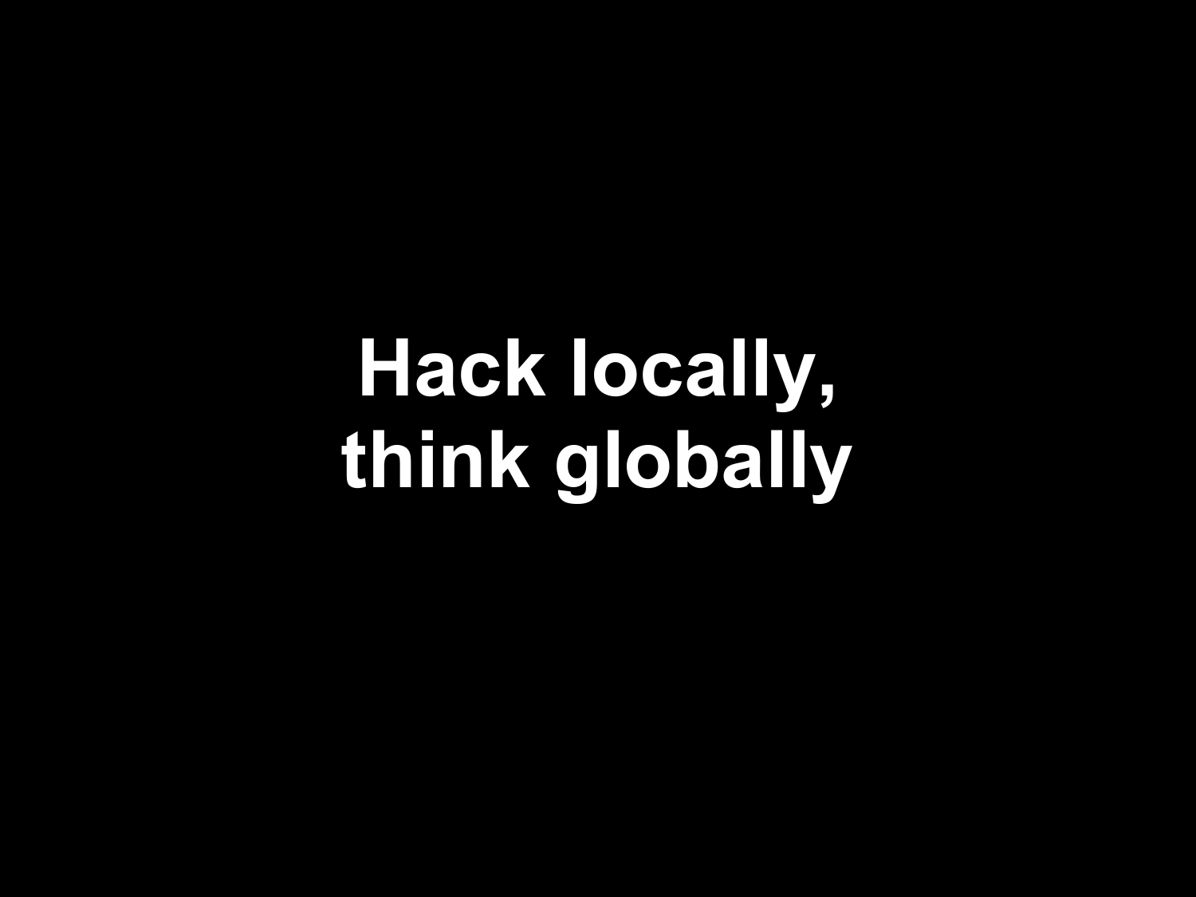# Hack locally, think globally